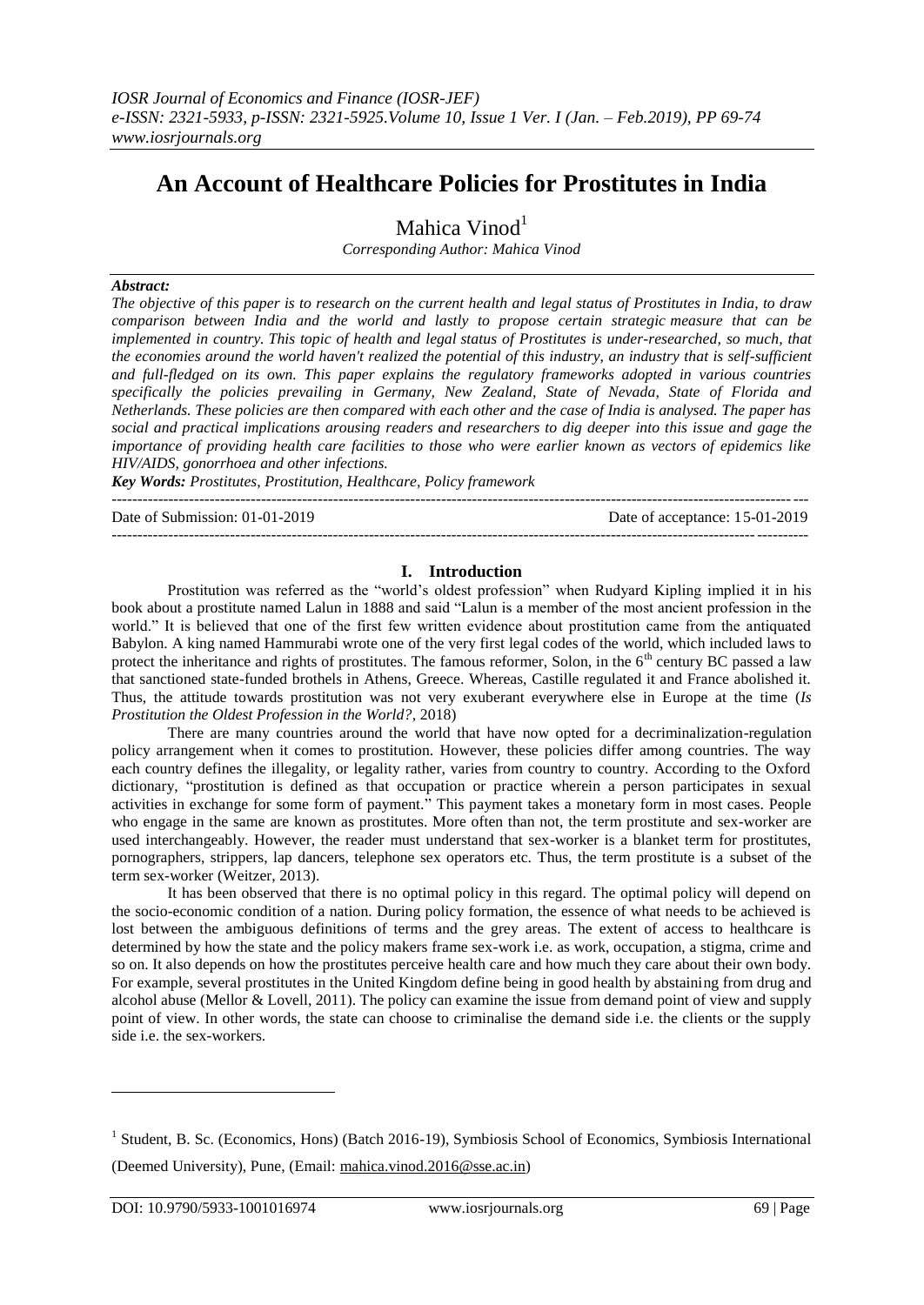# An Account of Healthcare Policies for Prostitutes in India

Mahica Vinod[1]

*Corresponding Author: Mahica Vinod*

***Abstract:***

*The objective of this paper is to research on the current health and legal status of Prostitutes in India, to draw comparison between India and the world and lastly to propose certain strategic measure that can be implemented in country. This topic of health and legal status of Prostitutes is under-researched, so much, that the economies around the world haven't realized the potential of this industry, an industry that is self-sufficient and full-fledged on its own. This paper explains the regulatory frameworks adopted in various countries specifically the policies prevailing in Germany, New Zealand, State of Nevada, State of Florida and Netherlands. These policies are then compared with each other and the case of India is analysed. The paper has social and practical implications arousing readers and researchers to dig deeper into this issue and gage the importance of providing health care facilities to those who were earlier known as vectors of epidemics like HIV/AIDS, gonorrhoea and other infections.*

***Key Words:*** *Prostitutes, Prostitution, Healthcare, Policy framework*

---

Date of Submission: 01-01-2019 Date of acceptance: 15-01-2019

---

## I. Introduction

Prostitution was referred as the "world's oldest profession" when Rudyard Kipling implied it in his book about a prostitute named Lalun in 1888 and said "Lalun is a member of the most ancient profession in the world." It is believed that one of the first few written evidence about prostitution came from the antiquated Babylon. A king named Hammurabi wrote one of the very first legal codes of the world, which included laws to protect the inheritance and rights of prostitutes. The famous reformer, Solon, in the 6th century BC passed a law that sanctioned state-funded brothels in Athens, Greece. Whereas, Castille regulated it and France abolished it. Thus, the attitude towards prostitution was not very exuberant everywhere else in Europe at the time (*Is Prostitution the Oldest Profession in the World?*, 2018)

There are many countries around the world that have now opted for a decriminalization-regulation policy arrangement when it comes to prostitution. However, these policies differ among countries. The way each country defines the illegality, or legality rather, varies from country to country. According to the Oxford dictionary, "prostitution is defined as that occupation or practice wherein a person participates in sexual activities in exchange for some form of payment." This payment takes a monetary form in most cases. People who engage in the same are known as prostitutes. More often than not, the term prostitute and sex-worker are used interchangeably. However, the reader must understand that sex-worker is a blanket term for prostitutes, pornographers, strippers, lap dancers, telephone sex operators etc. Thus, the term prostitute is a subset of the term sex-worker (Weitzer, 2013).

It has been observed that there is no optimal policy in this regard. The optimal policy will depend on the socio-economic condition of a nation. During policy formation, the essence of what needs to be achieved is lost between the ambiguous definitions of terms and the grey areas. The extent of access to healthcare is determined by how the state and the policy makers frame sex-work i.e. as work, occupation, a stigma, crime and so on. It also depends on how the prostitutes perceive health care and how much they care about their own body. For example, several prostitutes in the United Kingdom define being in good health by abstaining from drug and alcohol abuse (Mellor & Lovell, 2011). The policy can examine the issue from demand point of view and supply point of view. In other words, the state can choose to criminalise the demand side i.e. the clients or the supply side i.e. the sex-workers.

---

[1] Student, B. Sc. (Economics, Hons) (Batch 2016-19), Symbiosis School of Economics, Symbiosis International (Deemed University), Pune, (Email: mahica.vinod.2016@sse.ac.in)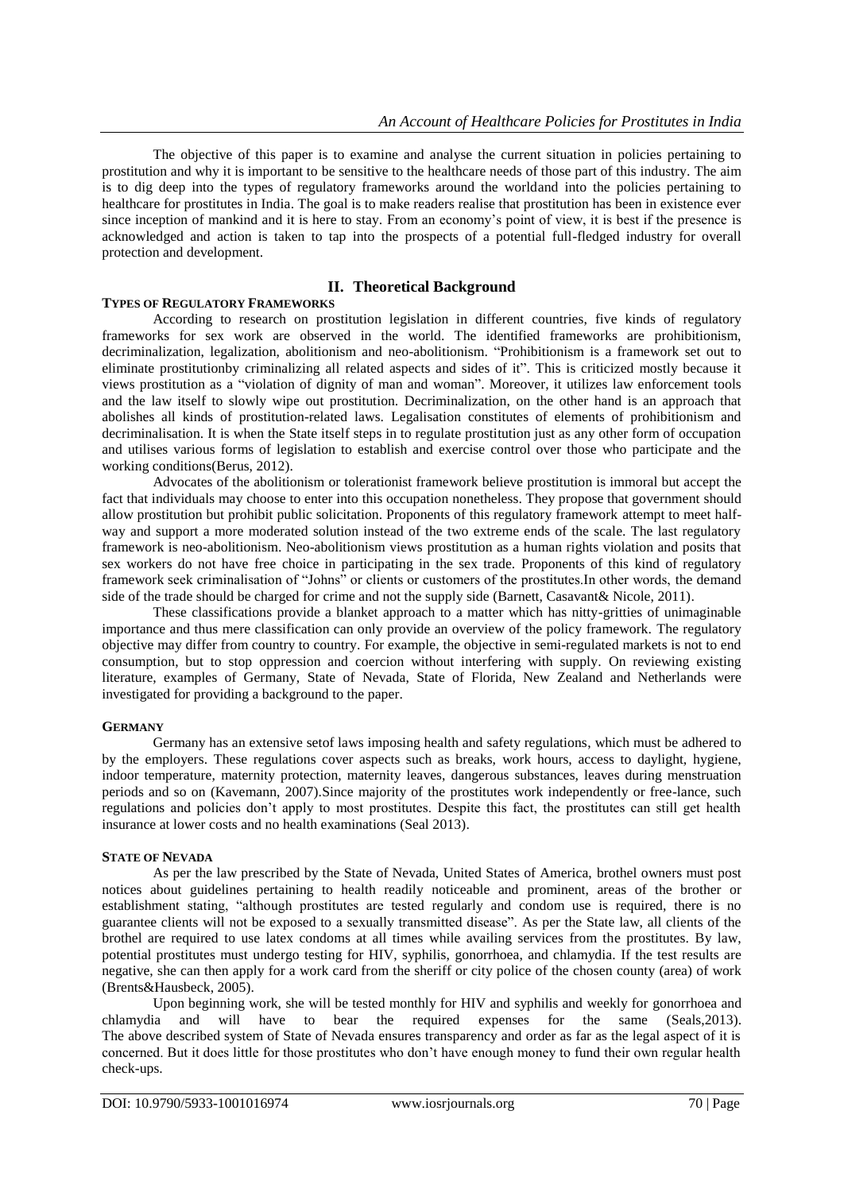The objective of this paper is to examine and analyse the current situation in policies pertaining to prostitution and why it is important to be sensitive to the healthcare needs of those part of this industry. The aim is to dig deep into the types of regulatory frameworks around the worldand into the policies pertaining to healthcare for prostitutes in India. The goal is to make readers realise that prostitution has been in existence ever since inception of mankind and it is here to stay. From an economy's point of view, it is best if the presence is acknowledged and action is taken to tap into the prospects of a potential full-fledged industry for overall protection and development.

## II. Theoretical Background

### TYPES OF REGULATORY FRAMEWORKS

According to research on prostitution legislation in different countries, five kinds of regulatory frameworks for sex work are observed in the world. The identified frameworks are prohibitionism, decriminalization, legalization, abolitionism and neo-abolitionism. "Prohibitionism is a framework set out to eliminate prostitutionby criminalizing all related aspects and sides of it". This is criticized mostly because it views prostitution as a "violation of dignity of man and woman". Moreover, it utilizes law enforcement tools and the law itself to slowly wipe out prostitution. Decriminalization, on the other hand is an approach that abolishes all kinds of prostitution-related laws. Legalisation constitutes of elements of prohibitionism and decriminalisation. It is when the State itself steps in to regulate prostitution just as any other form of occupation and utilises various forms of legislation to establish and exercise control over those who participate and the working conditions(Berus, 2012).

Advocates of the abolitionism or tolerationist framework believe prostitution is immoral but accept the fact that individuals may choose to enter into this occupation nonetheless. They propose that government should allow prostitution but prohibit public solicitation. Proponents of this regulatory framework attempt to meet half-way and support a more moderated solution instead of the two extreme ends of the scale. The last regulatory framework is neo-abolitionism. Neo-abolitionism views prostitution as a human rights violation and posits that sex workers do not have free choice in participating in the sex trade. Proponents of this kind of regulatory framework seek criminalisation of "Johns" or clients or customers of the prostitutes.In other words, the demand side of the trade should be charged for crime and not the supply side (Barnett, Casavant& Nicole, 2011).

These classifications provide a blanket approach to a matter which has nitty-gritties of unimaginable importance and thus mere classification can only provide an overview of the policy framework. The regulatory objective may differ from country to country. For example, the objective in semi-regulated markets is not to end consumption, but to stop oppression and coercion without interfering with supply. On reviewing existing literature, examples of Germany, State of Nevada, State of Florida, New Zealand and Netherlands were investigated for providing a background to the paper.

### GERMANY

Germany has an extensive setof laws imposing health and safety regulations, which must be adhered to by the employers. These regulations cover aspects such as breaks, work hours, access to daylight, hygiene, indoor temperature, maternity protection, maternity leaves, dangerous substances, leaves during menstruation periods and so on (Kavemann, 2007).Since majority of the prostitutes work independently or free-lance, such regulations and policies don't apply to most prostitutes. Despite this fact, the prostitutes can still get health insurance at lower costs and no health examinations (Seal 2013).

### STATE OF NEVADA

As per the law prescribed by the State of Nevada, United States of America, brothel owners must post notices about guidelines pertaining to health readily noticeable and prominent, areas of the brother or establishment stating, "although prostitutes are tested regularly and condom use is required, there is no guarantee clients will not be exposed to a sexually transmitted disease". As per the State law, all clients of the brothel are required to use latex condoms at all times while availing services from the prostitutes. By law, potential prostitutes must undergo testing for HIV, syphilis, gonorrhoea, and chlamydia. If the test results are negative, she can then apply for a work card from the sheriff or city police of the chosen county (area) of work (Brents&Hausbeck, 2005).

Upon beginning work, she will be tested monthly for HIV and syphilis and weekly for gonorrhoea and chlamydia and will have to bear the required expenses for the same (Seals,2013). The above described system of State of Nevada ensures transparency and order as far as the legal aspect of it is concerned. But it does little for those prostitutes who don't have enough money to fund their own regular health check-ups.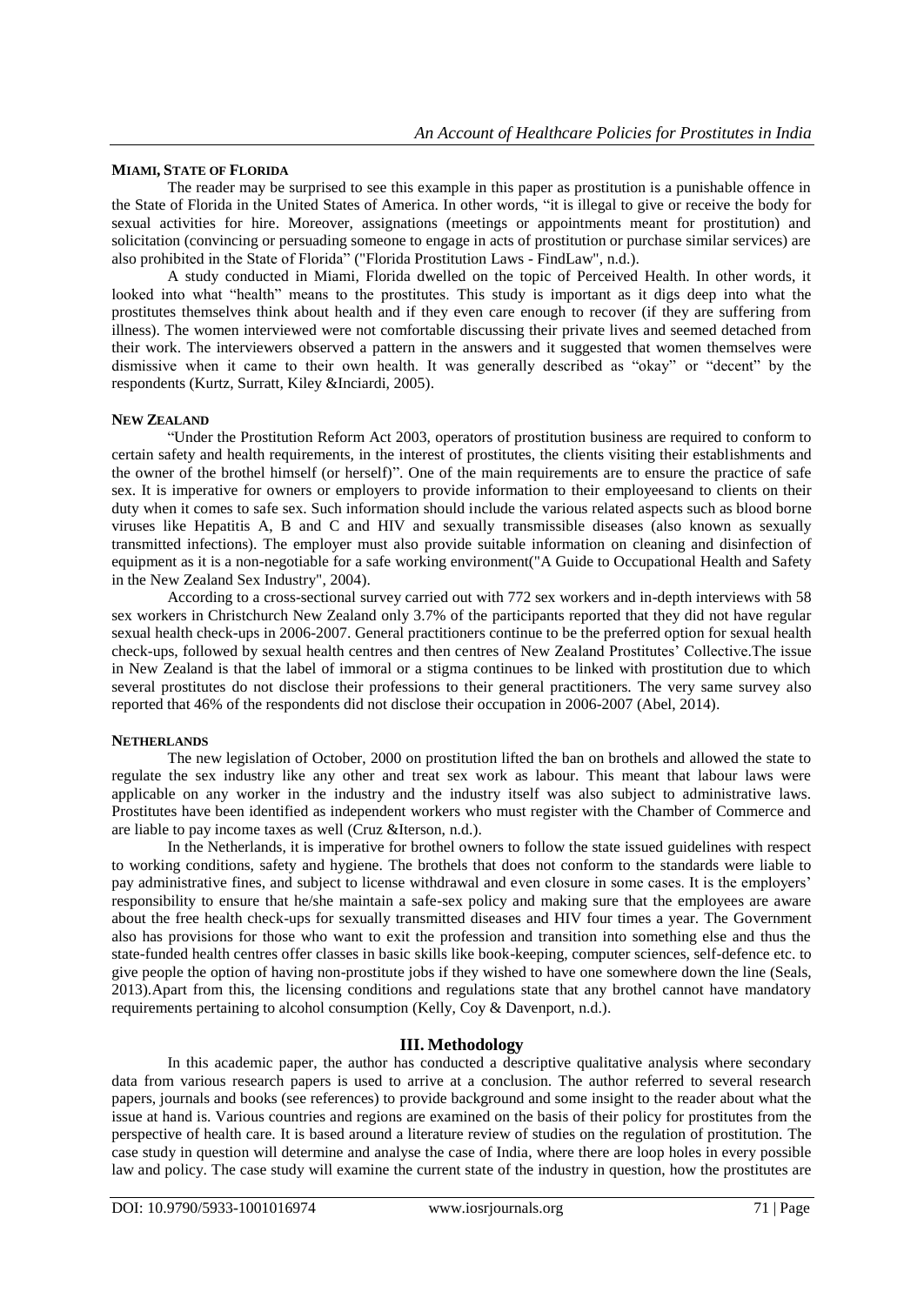**MIAMI, STATE OF FLORIDA**

The reader may be surprised to see this example in this paper as prostitution is a punishable offence in the State of Florida in the United States of America. In other words, "it is illegal to give or receive the body for sexual activities for hire. Moreover, assignations (meetings or appointments meant for prostitution) and solicitation (convincing or persuading someone to engage in acts of prostitution or purchase similar services) are also prohibited in the State of Florida" ("Florida Prostitution Laws - FindLaw", n.d.).

A study conducted in Miami, Florida dwelled on the topic of Perceived Health. In other words, it looked into what "health" means to the prostitutes. This study is important as it digs deep into what the prostitutes themselves think about health and if they even care enough to recover (if they are suffering from illness). The women interviewed were not comfortable discussing their private lives and seemed detached from their work. The interviewers observed a pattern in the answers and it suggested that women themselves were dismissive when it came to their own health. It was generally described as "okay" or "decent" by the respondents (Kurtz, Surratt, Kiley &Inciardi, 2005).

**NEW ZEALAND**

"Under the Prostitution Reform Act 2003, operators of prostitution business are required to conform to certain safety and health requirements, in the interest of prostitutes, the clients visiting their establishments and the owner of the brothel himself (or herself)". One of the main requirements are to ensure the practice of safe sex. It is imperative for owners or employers to provide information to their employeesand to clients on their duty when it comes to safe sex. Such information should include the various related aspects such as blood borne viruses like Hepatitis A, B and C and HIV and sexually transmissible diseases (also known as sexually transmitted infections). The employer must also provide suitable information on cleaning and disinfection of equipment as it is a non-negotiable for a safe working environment("A Guide to Occupational Health and Safety in the New Zealand Sex Industry", 2004).

According to a cross-sectional survey carried out with 772 sex workers and in-depth interviews with 58 sex workers in Christchurch New Zealand only 3.7% of the participants reported that they did not have regular sexual health check-ups in 2006-2007. General practitioners continue to be the preferred option for sexual health check-ups, followed by sexual health centres and then centres of New Zealand Prostitutes' Collective.The issue in New Zealand is that the label of immoral or a stigma continues to be linked with prostitution due to which several prostitutes do not disclose their professions to their general practitioners. The very same survey also reported that 46% of the respondents did not disclose their occupation in 2006-2007 (Abel, 2014).

**NETHERLANDS**

The new legislation of October, 2000 on prostitution lifted the ban on brothels and allowed the state to regulate the sex industry like any other and treat sex work as labour. This meant that labour laws were applicable on any worker in the industry and the industry itself was also subject to administrative laws. Prostitutes have been identified as independent workers who must register with the Chamber of Commerce and are liable to pay income taxes as well (Cruz &Iterson, n.d.).

In the Netherlands, it is imperative for brothel owners to follow the state issued guidelines with respect to working conditions, safety and hygiene. The brothels that does not conform to the standards were liable to pay administrative fines, and subject to license withdrawal and even closure in some cases. It is the employers' responsibility to ensure that he/she maintain a safe-sex policy and making sure that the employees are aware about the free health check-ups for sexually transmitted diseases and HIV four times a year. The Government also has provisions for those who want to exit the profession and transition into something else and thus the state-funded health centres offer classes in basic skills like book-keeping, computer sciences, self-defence etc. to give people the option of having non-prostitute jobs if they wished to have one somewhere down the line (Seals, 2013).Apart from this, the licensing conditions and regulations state that any brothel cannot have mandatory requirements pertaining to alcohol consumption (Kelly, Coy & Davenport, n.d.).

## III. Methodology

In this academic paper, the author has conducted a descriptive qualitative analysis where secondary data from various research papers is used to arrive at a conclusion. The author referred to several research papers, journals and books (see references) to provide background and some insight to the reader about what the issue at hand is. Various countries and regions are examined on the basis of their policy for prostitutes from the perspective of health care. It is based around a literature review of studies on the regulation of prostitution. The case study in question will determine and analyse the case of India, where there are loop holes in every possible law and policy. The case study will examine the current state of the industry in question, how the prostitutes are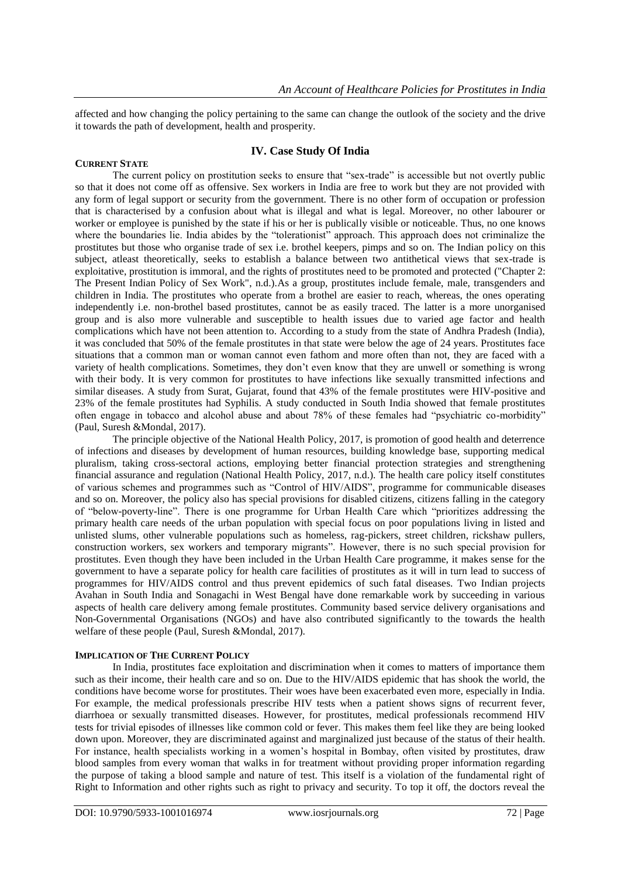affected and how changing the policy pertaining to the same can change the outlook of the society and the drive it towards the path of development, health and prosperity.

## IV. Case Study Of India

### CURRENT STATE

The current policy on prostitution seeks to ensure that "sex-trade" is accessible but not overtly public so that it does not come off as offensive. Sex workers in India are free to work but they are not provided with any form of legal support or security from the government. There is no other form of occupation or profession that is characterised by a confusion about what is illegal and what is legal. Moreover, no other labourer or worker or employee is punished by the state if his or her is publically visible or noticeable. Thus, no one knows where the boundaries lie. India abides by the "tolerationist" approach. This approach does not criminalize the prostitutes but those who organise trade of sex i.e. brothel keepers, pimps and so on. The Indian policy on this subject, atleast theoretically, seeks to establish a balance between two antithetical views that sex-trade is exploitative, prostitution is immoral, and the rights of prostitutes need to be promoted and protected ("Chapter 2: The Present Indian Policy of Sex Work", n.d.).As a group, prostitutes include female, male, transgenders and children in India. The prostitutes who operate from a brothel are easier to reach, whereas, the ones operating independently i.e. non-brothel based prostitutes, cannot be as easily traced. The latter is a more unorganised group and is also more vulnerable and susceptible to health issues due to varied age factor and health complications which have not been attention to. According to a study from the state of Andhra Pradesh (India), it was concluded that 50% of the female prostitutes in that state were below the age of 24 years. Prostitutes face situations that a common man or woman cannot even fathom and more often than not, they are faced with a variety of health complications. Sometimes, they don't even know that they are unwell or something is wrong with their body. It is very common for prostitutes to have infections like sexually transmitted infections and similar diseases. A study from Surat, Gujarat, found that 43% of the female prostitutes were HIV-positive and 23% of the female prostitutes had Syphilis. A study conducted in South India showed that female prostitutes often engage in tobacco and alcohol abuse and about 78% of these females had "psychiatric co-morbidity" (Paul, Suresh &Mondal, 2017).

The principle objective of the National Health Policy, 2017, is promotion of good health and deterrence of infections and diseases by development of human resources, building knowledge base, supporting medical pluralism, taking cross-sectoral actions, employing better financial protection strategies and strengthening financial assurance and regulation (National Health Policy, 2017, n.d.). The health care policy itself constitutes of various schemes and programmes such as "Control of HIV/AIDS", programme for communicable diseases and so on. Moreover, the policy also has special provisions for disabled citizens, citizens falling in the category of "below-poverty-line". There is one programme for Urban Health Care which "prioritizes addressing the primary health care needs of the urban population with special focus on poor populations living in listed and unlisted slums, other vulnerable populations such as homeless, rag-pickers, street children, rickshaw pullers, construction workers, sex workers and temporary migrants". However, there is no such special provision for prostitutes. Even though they have been included in the Urban Health Care programme, it makes sense for the government to have a separate policy for health care facilities of prostitutes as it will in turn lead to success of programmes for HIV/AIDS control and thus prevent epidemics of such fatal diseases. Two Indian projects Avahan in South India and Sonagachi in West Bengal have done remarkable work by succeeding in various aspects of health care delivery among female prostitutes. Community based service delivery organisations and Non-Governmental Organisations (NGOs) and have also contributed significantly to the towards the health welfare of these people (Paul, Suresh &Mondal, 2017).

### IMPLICATION OF THE CURRENT POLICY

In India, prostitutes face exploitation and discrimination when it comes to matters of importance them such as their income, their health care and so on. Due to the HIV/AIDS epidemic that has shook the world, the conditions have become worse for prostitutes. Their woes have been exacerbated even more, especially in India. For example, the medical professionals prescribe HIV tests when a patient shows signs of recurrent fever, diarrhoea or sexually transmitted diseases. However, for prostitutes, medical professionals recommend HIV tests for trivial episodes of illnesses like common cold or fever. This makes them feel like they are being looked down upon. Moreover, they are discriminated against and marginalized just because of the status of their health. For instance, health specialists working in a women's hospital in Bombay, often visited by prostitutes, draw blood samples from every woman that walks in for treatment without providing proper information regarding the purpose of taking a blood sample and nature of test. This itself is a violation of the fundamental right of Right to Information and other rights such as right to privacy and security. To top it off, the doctors reveal the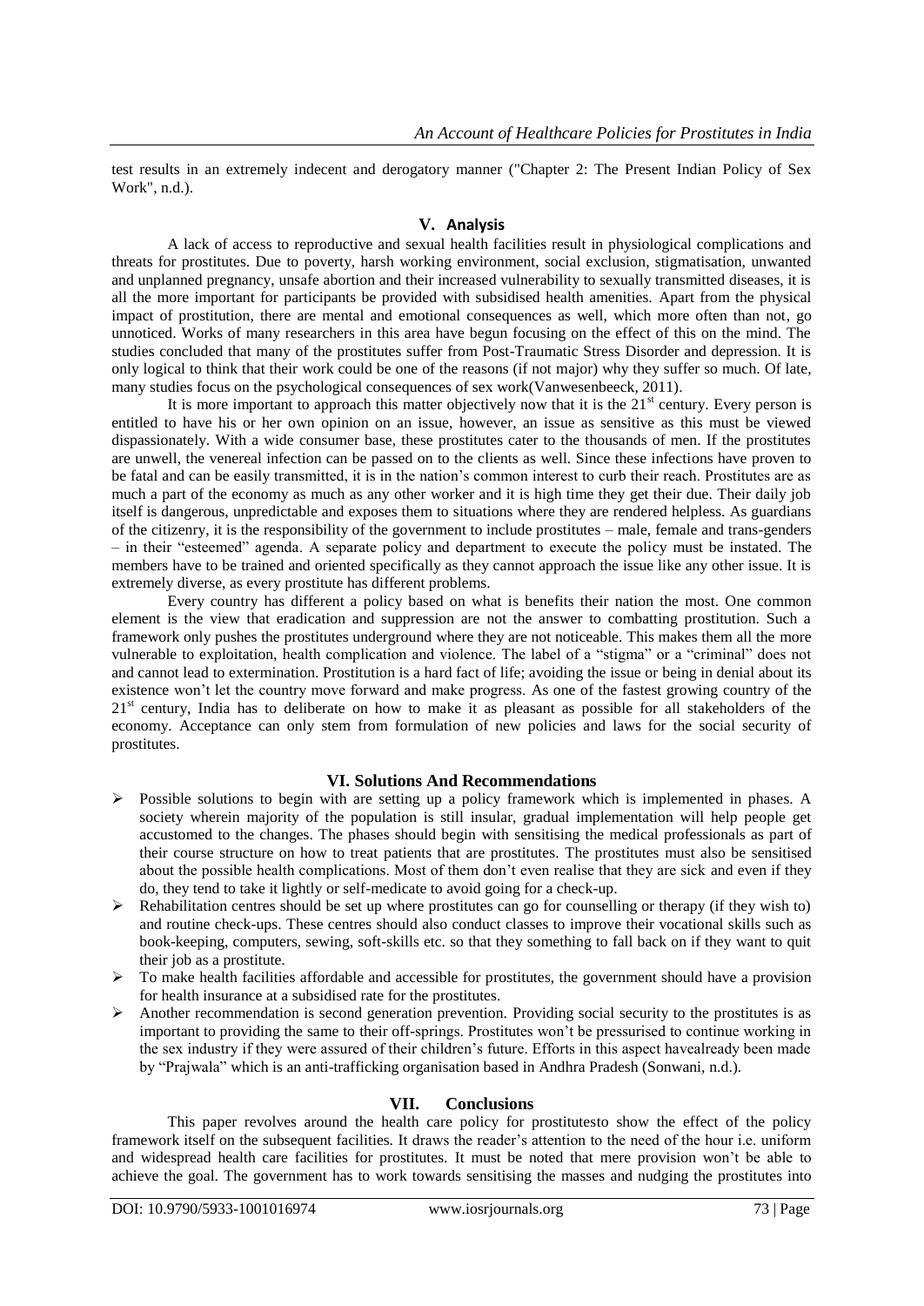test results in an extremely indecent and derogatory manner ("Chapter 2: The Present Indian Policy of Sex Work", n.d.).

## V. Analysis

A lack of access to reproductive and sexual health facilities result in physiological complications and threats for prostitutes. Due to poverty, harsh working environment, social exclusion, stigmatisation, unwanted and unplanned pregnancy, unsafe abortion and their increased vulnerability to sexually transmitted diseases, it is all the more important for participants be provided with subsidised health amenities. Apart from the physical impact of prostitution, there are mental and emotional consequences as well, which more often than not, go unnoticed. Works of many researchers in this area have begun focusing on the effect of this on the mind. The studies concluded that many of the prostitutes suffer from Post-Traumatic Stress Disorder and depression. It is only logical to think that their work could be one of the reasons (if not major) why they suffer so much. Of late, many studies focus on the psychological consequences of sex work(Vanwesenbeeck, 2011).

It is more important to approach this matter objectively now that it is the 21st century. Every person is entitled to have his or her own opinion on an issue, however, an issue as sensitive as this must be viewed dispassionately. With a wide consumer base, these prostitutes cater to the thousands of men. If the prostitutes are unwell, the venereal infection can be passed on to the clients as well. Since these infections have proven to be fatal and can be easily transmitted, it is in the nation's common interest to curb their reach. Prostitutes are as much a part of the economy as much as any other worker and it is high time they get their due. Their daily job itself is dangerous, unpredictable and exposes them to situations where they are rendered helpless. As guardians of the citizenry, it is the responsibility of the government to include prostitutes – male, female and trans-genders – in their "esteemed" agenda. A separate policy and department to execute the policy must be instated. The members have to be trained and oriented specifically as they cannot approach the issue like any other issue. It is extremely diverse, as every prostitute has different problems.

Every country has different a policy based on what is benefits their nation the most. One common element is the view that eradication and suppression are not the answer to combatting prostitution. Such a framework only pushes the prostitutes underground where they are not noticeable. This makes them all the more vulnerable to exploitation, health complication and violence. The label of a "stigma" or a "criminal" does not and cannot lead to extermination. Prostitution is a hard fact of life; avoiding the issue or being in denial about its existence won't let the country move forward and make progress. As one of the fastest growing country of the 21st century, India has to deliberate on how to make it as pleasant as possible for all stakeholders of the economy. Acceptance can only stem from formulation of new policies and laws for the social security of prostitutes.

## VI. Solutions And Recommendations

- Possible solutions to begin with are setting up a policy framework which is implemented in phases. A society wherein majority of the population is still insular, gradual implementation will help people get accustomed to the changes. The phases should begin with sensitising the medical professionals as part of their course structure on how to treat patients that are prostitutes. The prostitutes must also be sensitised about the possible health complications. Most of them don't even realise that they are sick and even if they do, they tend to take it lightly or self-medicate to avoid going for a check-up.
- Rehabilitation centres should be set up where prostitutes can go for counselling or therapy (if they wish to) and routine check-ups. These centres should also conduct classes to improve their vocational skills such as book-keeping, computers, sewing, soft-skills etc. so that they something to fall back on if they want to quit their job as a prostitute.
- To make health facilities affordable and accessible for prostitutes, the government should have a provision for health insurance at a subsidised rate for the prostitutes.
- Another recommendation is second generation prevention. Providing social security to the prostitutes is as important to providing the same to their off-springs. Prostitutes won't be pressurised to continue working in the sex industry if they were assured of their children's future. Efforts in this aspect havealready been made by "Prajwala" which is an anti-trafficking organisation based in Andhra Pradesh (Sonwani, n.d.).

## VII. Conclusions

This paper revolves around the health care policy for prostitutesto show the effect of the policy framework itself on the subsequent facilities. It draws the reader's attention to the need of the hour i.e. uniform and widespread health care facilities for prostitutes. It must be noted that mere provision won't be able to achieve the goal. The government has to work towards sensitising the masses and nudging the prostitutes into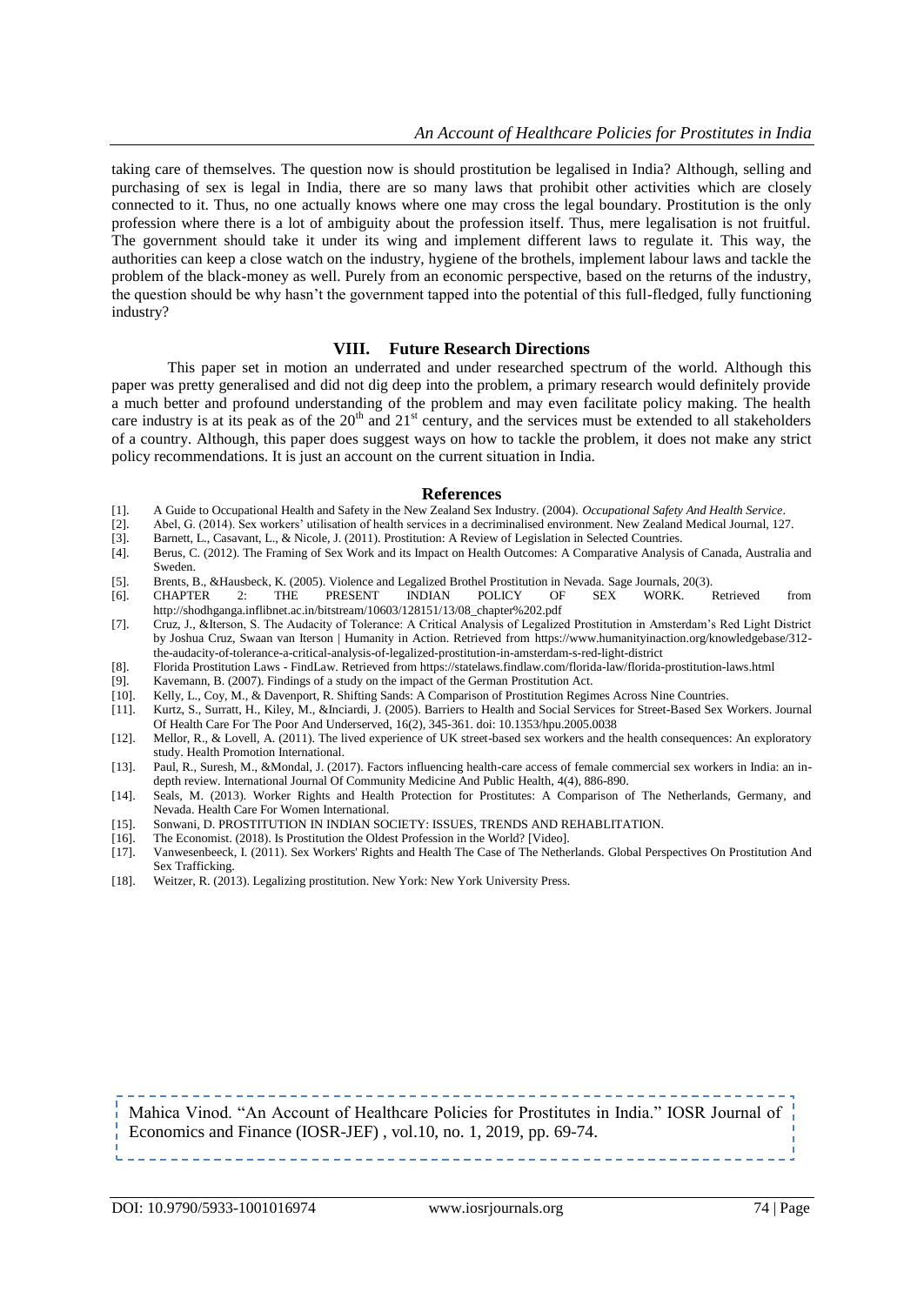taking care of themselves. The question now is should prostitution be legalised in India? Although, selling and purchasing of sex is legal in India, there are so many laws that prohibit other activities which are closely connected to it. Thus, no one actually knows where one may cross the legal boundary. Prostitution is the only profession where there is a lot of ambiguity about the profession itself. Thus, mere legalisation is not fruitful. The government should take it under its wing and implement different laws to regulate it. This way, the authorities can keep a close watch on the industry, hygiene of the brothels, implement labour laws and tackle the problem of the black-money as well. Purely from an economic perspective, based on the returns of the industry, the question should be why hasn't the government tapped into the potential of this full-fledged, fully functioning industry?

## VIII. Future Research Directions

This paper set in motion an underrated and under researched spectrum of the world. Although this paper was pretty generalised and did not dig deep into the problem, a primary research would definitely provide a much better and profound understanding of the problem and may even facilitate policy making. The health care industry is at its peak as of the $20^{th}$ and $21^{st}$ century, and the services must be extended to all stakeholders of a country. Although, this paper does suggest ways on how to tackle the problem, it does not make any strict policy recommendations. It is just an account on the current situation in India.

## References

[1]. A Guide to Occupational Health and Safety in the New Zealand Sex Industry. (2004). *Occupational Safety And Health Service*.

[2]. Abel, G. (2014). Sex workers' utilisation of health services in a decriminalised environment. New Zealand Medical Journal, 127.

[3]. Barnett, L., Casavant, L., & Nicole, J. (2011). Prostitution: A Review of Legislation in Selected Countries.

[4]. Berus, C. (2012). The Framing of Sex Work and its Impact on Health Outcomes: A Comparative Analysis of Canada, Australia and Sweden.

[5]. Brents, B., &Hausbeck, K. (2005). Violence and Legalized Brothel Prostitution in Nevada. Sage Journals, 20(3).

[6]. CHAPTER 2: THE PRESENT INDIAN POLICY OF SEX WORK. Retrieved from http://shodhganga.inflibnet.ac.in/bitstream/10603/128151/13/08_chapter%202.pdf

[7]. Cruz, J., &Iterson, S. The Audacity of Tolerance: A Critical Analysis of Legalized Prostitution in Amsterdam's Red Light District by Joshua Cruz, Swaan van Iterson | Humanity in Action. Retrieved from https://www.humanityinaction.org/knowledgebase/312-the-audacity-of-tolerance-a-critical-analysis-of-legalized-prostitution-in-amsterdam-s-red-light-district

[8]. Florida Prostitution Laws - FindLaw. Retrieved from https://statelaws.findlaw.com/florida-law/florida-prostitution-laws.html

[9]. Kavemann, B. (2007). Findings of a study on the impact of the German Prostitution Act.

[10]. Kelly, L., Coy, M., & Davenport, R. Shifting Sands: A Comparison of Prostitution Regimes Across Nine Countries.

[11]. Kurtz, S., Surratt, H., Kiley, M., &Inciardi, J. (2005). Barriers to Health and Social Services for Street-Based Sex Workers. Journal Of Health Care For The Poor And Underserved, 16(2), 345-361. doi: 10.1353/hpu.2005.0038

[12]. Mellor, R., & Lovell, A. (2011). The lived experience of UK street-based sex workers and the health consequences: An exploratory study. Health Promotion International.

[13]. Paul, R., Suresh, M., &Mondal, J. (2017). Factors influencing health-care access of female commercial sex workers in India: an in-depth review. International Journal Of Community Medicine And Public Health, 4(4), 886-890.

[14]. Seals, M. (2013). Worker Rights and Health Protection for Prostitutes: A Comparison of The Netherlands, Germany, and Nevada. Health Care For Women International.

[15]. Sonwani, D. PROSTITUTION IN INDIAN SOCIETY: ISSUES, TRENDS AND REHABLITATION.

[16]. The Economist. (2018). Is Prostitution the Oldest Profession in the World? [Video].

[17]. Vanwesenbeeck, I. (2011). Sex Workers' Rights and Health The Case of The Netherlands. Global Perspectives On Prostitution And Sex Trafficking.

[18]. Weitzer, R. (2013). Legalizing prostitution. New York: New York University Press.

Mahica Vinod. "An Account of Healthcare Policies for Prostitutes in India." IOSR Journal of Economics and Finance (IOSR-JEF) , vol.10, no. 1, 2019, pp. 69-74.